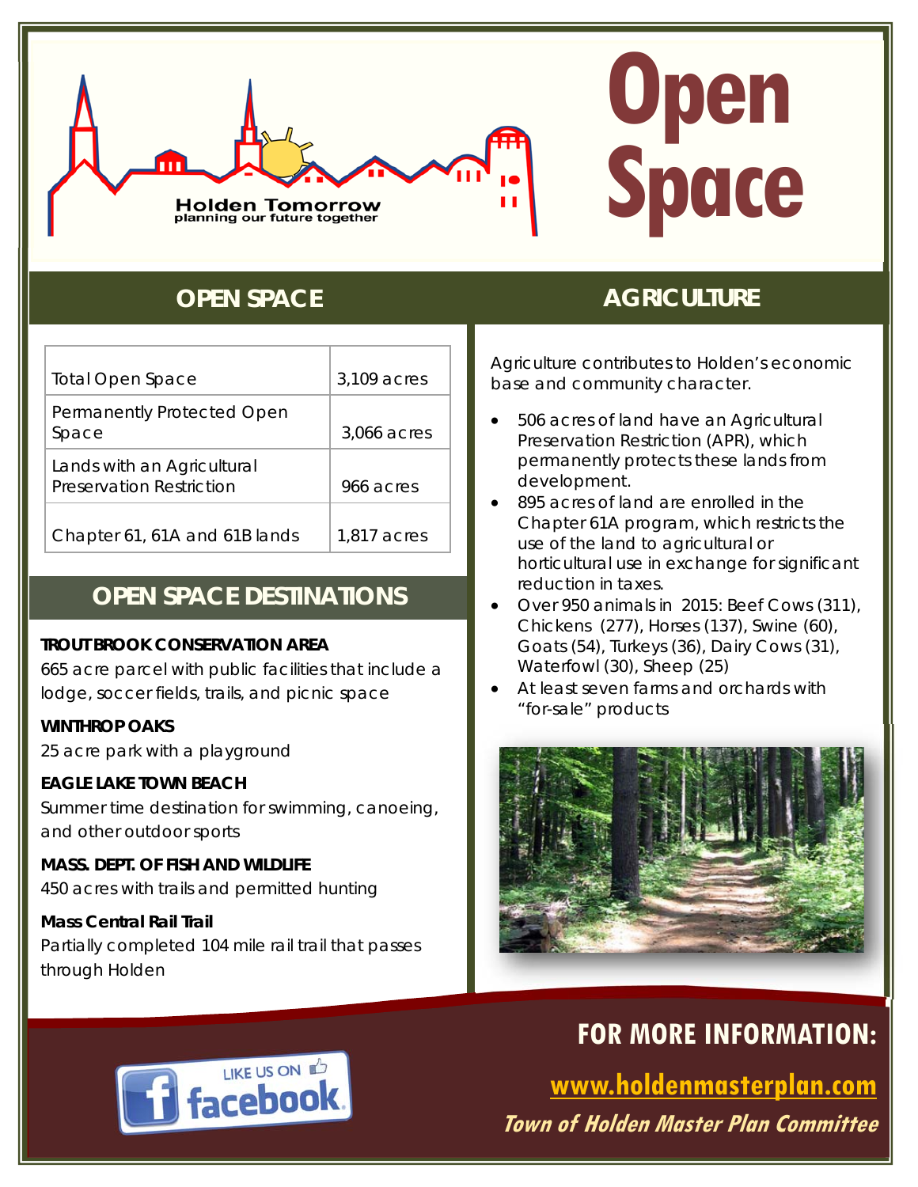# Open Space

Holden Tomorrow
planning our future together

## OPEN SPACE

| | |
|---|---|
| Total Open Space | 3,109 acres |
| Permanently Protected Open Space | 3,066 acres |
| Lands with an Agricultural Preservation Restriction | 966 acres |
| Chapter 61, 61A and 61B lands | 1,817 acres |

## OPEN SPACE DESTINATIONS

**TROUT BROOK CONSERVATION AREA**
665 acre parcel with public facilities that include a lodge, soccer fields, trails, and picnic space

**WINTHROP OAKS**
25 acre park with a playground

**EAGLE LAKE TOWN BEACH**
Summer time destination for swimming, canoeing, and other outdoor sports

**MASS. DEPT. OF FISH AND WILDLIFE**
450 acres with trails and permitted hunting

**Mass Central Rail Trail**
Partially completed 104 mile rail trail that passes through Holden

## AGRICULTURE

Agriculture contributes to Holden's economic base and community character.

- 506 acres of land have an Agricultural Preservation Restriction (APR), which permanently protects these lands from development.
- 895 acres of land are enrolled in the Chapter 61A program, which restricts the use of the land to agricultural or horticultural use in exchange for significant reduction in taxes.
- Over 950 animals in 2015: Beef Cows (311), Chickens (277), Horses (137), Swine (60), Goats (54), Turkeys (36), Dairy Cows (31), Waterfowl (30), Sheep (25)
- At least seven farms and orchards with "for-sale" products

LIKE US ON facebook

## FOR MORE INFORMATION:

**www.holdenmasterplan.com**

*Town of Holden Master Plan Committee*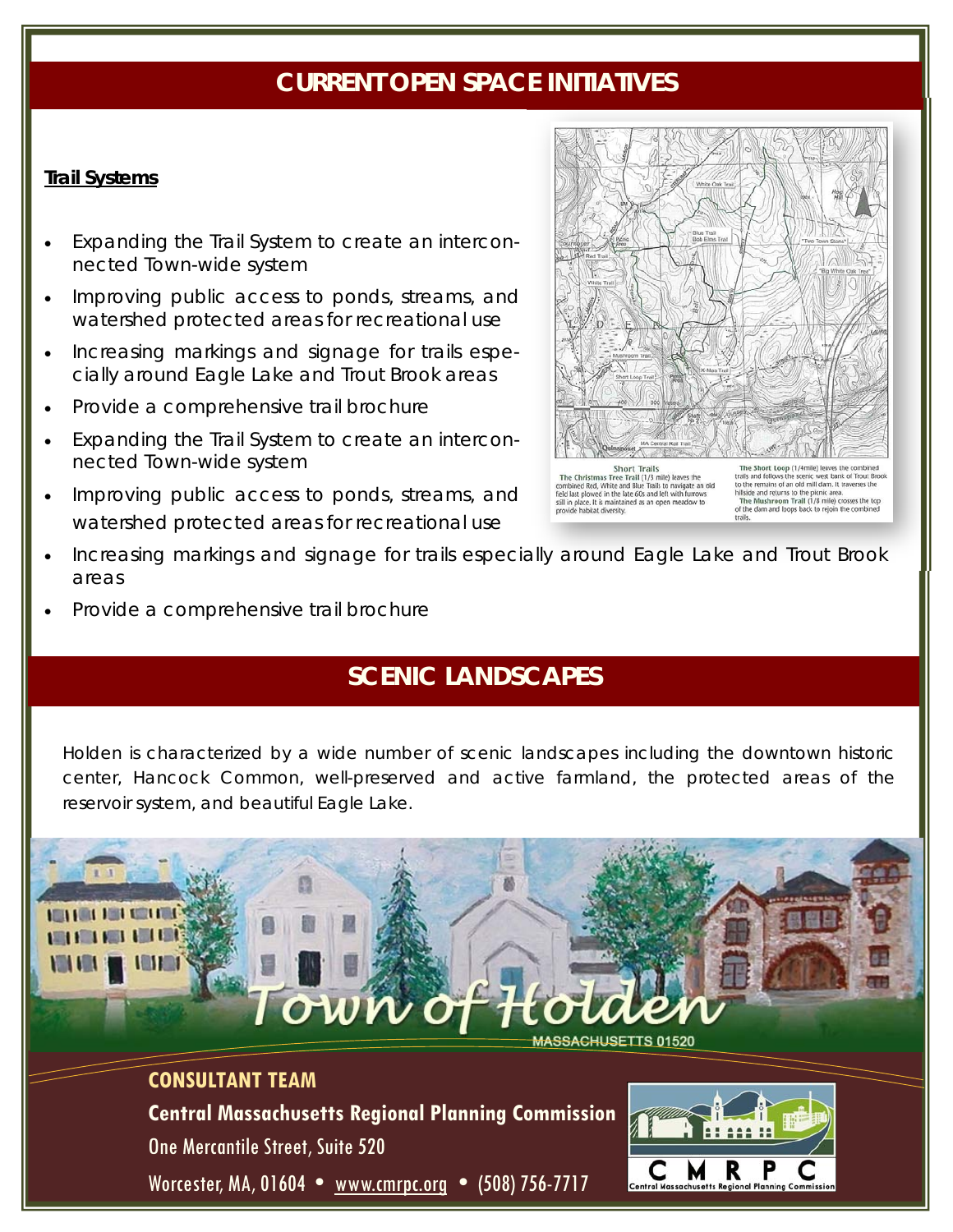## CURRENT OPEN SPACE INITIATIVES

**Trail Systems**

- Expanding the Trail System to create an interconnected Town-wide system
- Improving public access to ponds, streams, and watershed protected areas for recreational use
- Increasing markings and signage for trails especially around Eagle Lake and Trout Brook areas
- Provide a comprehensive trail brochure
- Expanding the Trail System to create an interconnected Town-wide system
- Improving public access to ponds, streams, and watershed protected areas for recreational use
- Increasing markings and signage for trails especially around Eagle Lake and Trout Brook areas
- Provide a comprehensive trail brochure

## SCENIC LANDSCAPES

Holden is characterized by a wide number of scenic landscapes including the downtown historic center, Hancock Common, well-preserved and active farmland, the protected areas of the reservoir system, and beautiful Eagle Lake.

**CONSULTANT TEAM**

**Central Massachusetts Regional Planning Commission**

One Mercantile Street, Suite 520

Worcester, MA, 01604 • www.cmrpc.org • (508) 756-7717